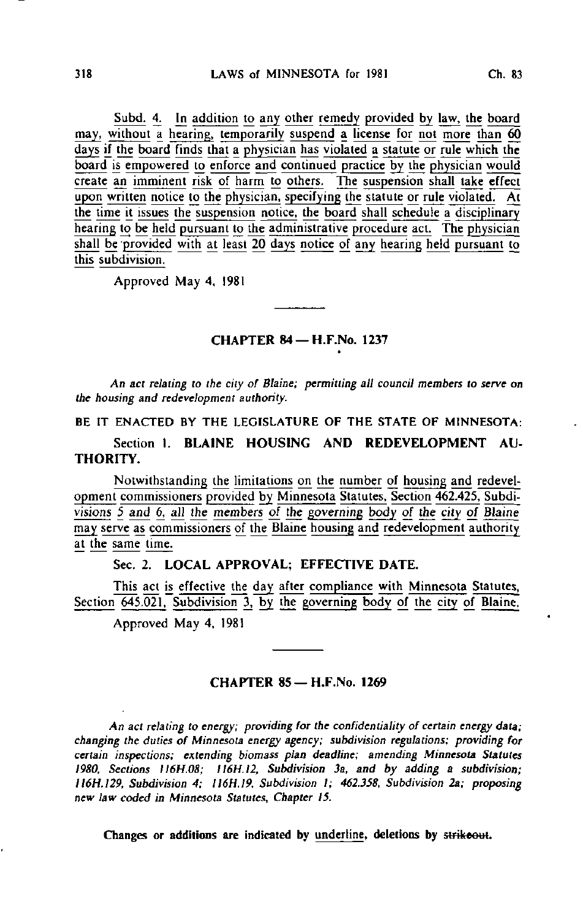Subd. 4. In addition to any other remedy provided by law, the board may, without a hearing, temporarily suspend a license for not more than 60 days if the board finds that a physician has violated a statute or rule which the board is empowered to enforce and continued practice by the physician would create an imminent risk of harm to others. The suspension shall take effect upon written notice to the physician, specifying the statute or rule violated. At the time it issues the suspension notice, the board shall schedule a disciplinary hearing to be held pursuant to the administrative procedure act. The physician shall be provided with at least 20 days notice of any hearing held pursuant to this subdivision.

Approved May 4, 1981

---

## CHAPTER 84 — H.F.No. 1237

*An act relating to the city of Blaine; permitting all council members to serve on the housing and redevelopment authority.*

BE IT ENACTED BY THE LEGISLATURE OF THE STATE OF MINNESOTA:

Section 1. **BLAINE HOUSING AND REDEVELOPMENT AUTHORITY.**

Notwithstanding the limitations on the number of housing and redevelopment commissioners provided by Minnesota Statutes, Section 462.425, Subdivisions 5 and 6, all the members of the governing body of the city of Blaine may serve as commissioners of the Blaine housing and redevelopment authority at the same time.

Sec. 2. **LOCAL APPROVAL; EFFECTIVE DATE.**

This act is effective the day after compliance with Minnesota Statutes, Section 645.021, Subdivision 3, by the governing body of the city of Blaine.

Approved May 4, 1981

---

## CHAPTER 85 — H.F.No. 1269

*An act relating to energy; providing for the confidentiality of certain energy data; changing the duties of Minnesota energy agency; subdivision regulations; providing for certain inspections; extending biomass plan deadline; amending Minnesota Statutes 1980, Sections 116H.08; 116H.12, Subdivision 3a, and by adding a subdivision; 116H.129, Subdivision 4; 116H.19, Subdivision 1; 462.358, Subdivision 2a; proposing new law coded in Minnesota Statutes, Chapter 15.*

**Changes or additions are indicated by underline, deletions by ~~strikeout~~.**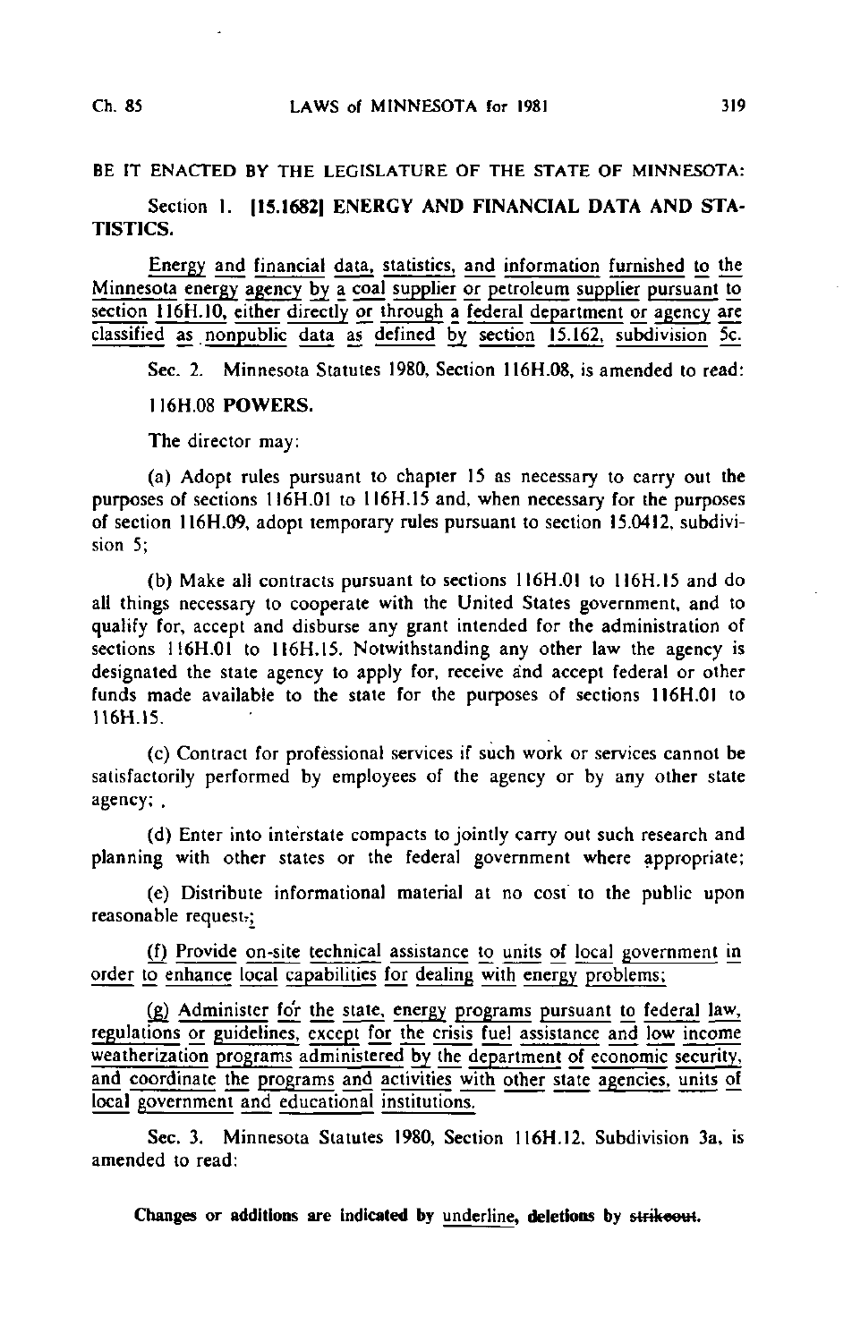BE IT ENACTED BY THE LEGISLATURE OF THE STATE OF MINNESOTA:

Section 1. [15.1682] ENERGY AND FINANCIAL DATA AND STATISTICS.

Energy and financial data, statistics, and information furnished to the Minnesota energy agency by a coal supplier or petroleum supplier pursuant to section 116H.10, either directly or through a federal department or agency are classified as nonpublic data as defined by section 15.162, subdivision 5c.

Sec. 2. Minnesota Statutes 1980, Section 116H.08, is amended to read:

116H.08 **POWERS.**

The director may:

(a) Adopt rules pursuant to chapter 15 as necessary to carry out the purposes of sections 116H.01 to 116H.15 and, when necessary for the purposes of section 116H.09, adopt temporary rules pursuant to section 15.0412, subdivision 5;

(b) Make all contracts pursuant to sections 116H.01 to 116H.15 and do all things necessary to cooperate with the United States government, and to qualify for, accept and disburse any grant intended for the administration of sections 116H.01 to 116H.15. Notwithstanding any other law the agency is designated the state agency to apply for, receive and accept federal or other funds made available to the state for the purposes of sections 116H.01 to 116H.15.

(c) Contract for professional services if such work or services cannot be satisfactorily performed by employees of the agency or by any other state agency; .

(d) Enter into interstate compacts to jointly carry out such research and planning with other states or the federal government where appropriate;

(e) Distribute informational material at no cost to the public upon reasonable request.;

(f) Provide on-site technical assistance to units of local government in order to enhance local capabilities for dealing with energy problems;

(g) Administer for the state, energy programs pursuant to federal law, regulations or guidelines, except for the crisis fuel assistance and low income weatherization programs administered by the department of economic security, and coordinate the programs and activities with other state agencies, units of local government and educational institutions.

Sec. 3. Minnesota Statutes 1980, Section 116H.12, Subdivision 3a, is amended to read:

**Changes or additions are indicated by underline, deletions by ~~strikeout~~.**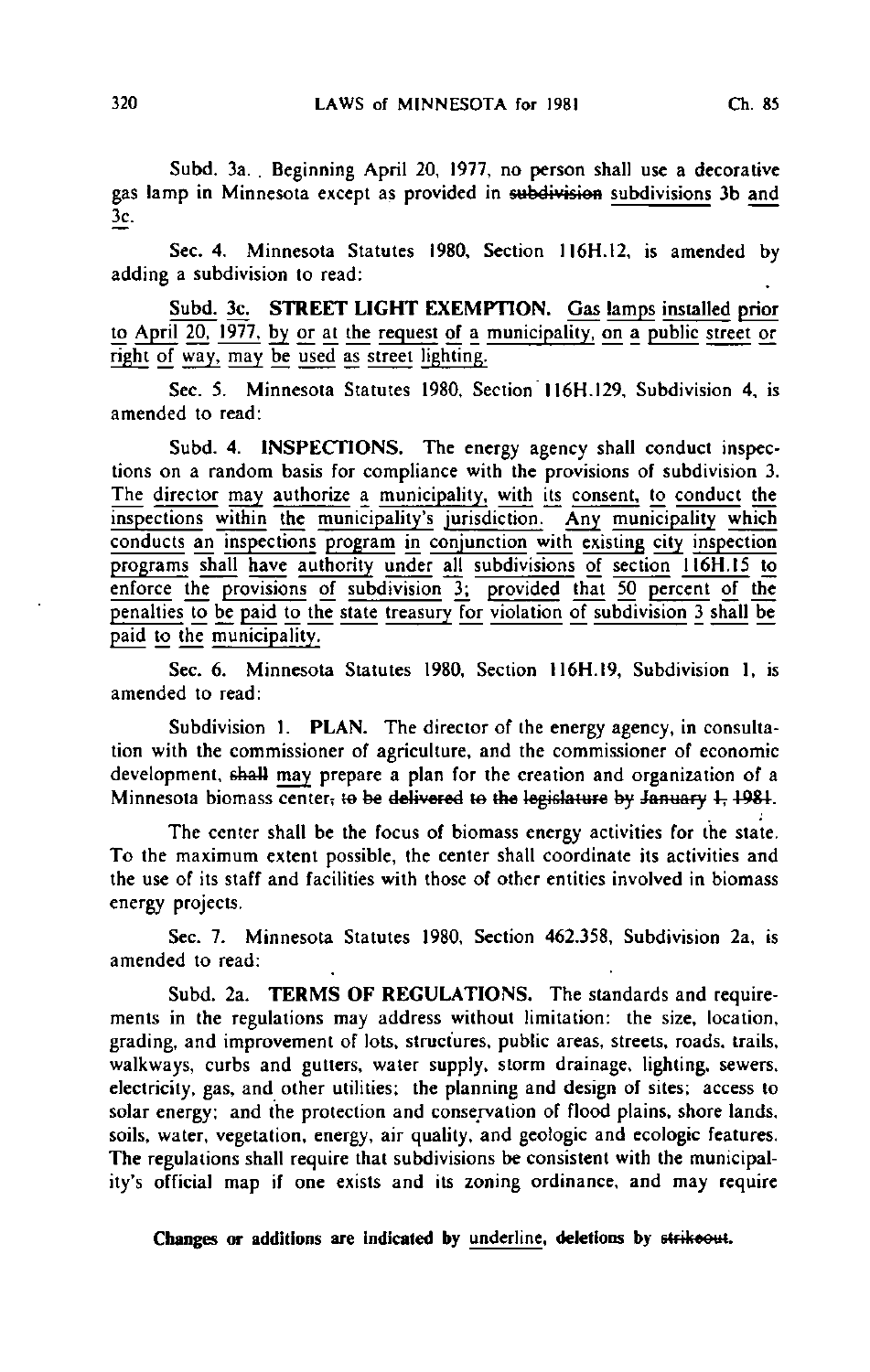Subd. 3a. Beginning April 20, 1977, no person shall use a decorative gas lamp in Minnesota except as provided in ~~subdivision~~ <u>subdivisions</u> 3b <u>and 3c</u>.

Sec. 4. Minnesota Statutes 1980, Section 116H.12, is amended by adding a subdivision to read:

<u>Subd. 3c.</u> **<u>STREET LIGHT EXEMPTION.</u>** <u>Gas lamps installed prior to April 20, 1977, by or at the request of a municipality, on a public street or right of way, may be used as street lighting.</u>

Sec. 5. Minnesota Statutes 1980, Section 116H.129, Subdivision 4, is amended to read:

Subd. 4. **INSPECTIONS.** The energy agency shall conduct inspections on a random basis for compliance with the provisions of subdivision 3. <u>The director may authorize a municipality, with its consent, to conduct the inspections within the municipality's jurisdiction. Any municipality which conducts an inspections program in conjunction with existing city inspection programs shall have authority under all subdivisions of section 116H.15 to enforce the provisions of subdivision 3; provided that 50 percent of the penalties to be paid to the state treasury for violation of subdivision 3 shall be paid to the municipality.</u>

Sec. 6. Minnesota Statutes 1980, Section 116H.19, Subdivision 1, is amended to read:

Subdivision 1. **PLAN.** The director of the energy agency, in consultation with the commissioner of agriculture, and the commissioner of economic development, ~~shall~~ <u>may</u> prepare a plan for the creation and organization of a Minnesota biomass center~~, to be delivered to the legislature by January 1, 1981~~.

The center shall be the focus of biomass energy activities for the state. To the maximum extent possible, the center shall coordinate its activities and the use of its staff and facilities with those of other entities involved in biomass energy projects.

Sec. 7. Minnesota Statutes 1980, Section 462.358, Subdivision 2a, is amended to read:

Subd. 2a. **TERMS OF REGULATIONS.** The standards and requirements in the regulations may address without limitation: the size, location, grading, and improvement of lots, structures, public areas, streets, roads, trails, walkways, curbs and gutters, water supply, storm drainage, lighting, sewers, electricity, gas, and other utilities; the planning and design of sites; access to solar energy; and the protection and conservation of flood plains, shore lands, soils, water, vegetation, energy, air quality, and geologic and ecologic features. The regulations shall require that subdivisions be consistent with the municipality's official map if one exists and its zoning ordinance, and may require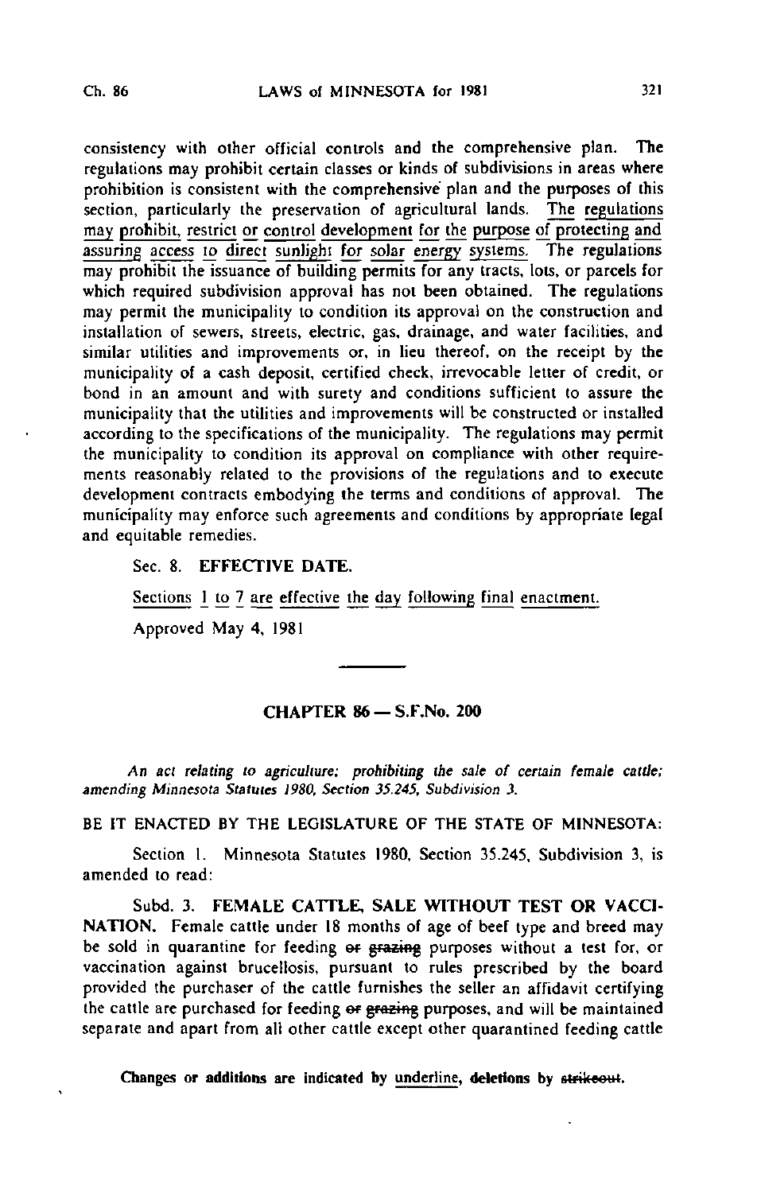consistency with other official controls and the comprehensive plan. The regulations may prohibit certain classes or kinds of subdivisions in areas where prohibition is consistent with the comprehensive plan and the purposes of this section, particularly the preservation of agricultural lands. <u>The regulations may prohibit, restrict or control development for the purpose of protecting and assuring access to direct sunlight for solar energy systems.</u> The regulations may prohibit the issuance of building permits for any tracts, lots, or parcels for which required subdivision approval has not been obtained. The regulations may permit the municipality to condition its approval on the construction and installation of sewers, streets, electric, gas, drainage, and water facilities, and similar utilities and improvements or, in lieu thereof, on the receipt by the municipality of a cash deposit, certified check, irrevocable letter of credit, or bond in an amount and with surety and conditions sufficient to assure the municipality that the utilities and improvements will be constructed or installed according to the specifications of the municipality. The regulations may permit the municipality to condition its approval on compliance with other requirements reasonably related to the provisions of the regulations and to execute development contracts embodying the terms and conditions of approval. The municipality may enforce such agreements and conditions by appropriate legal and equitable remedies.

Sec. 8. **EFFECTIVE DATE.**

<u>Sections 1 to 7 are effective the day following final enactment.</u>

Approved May 4, 1981

## CHAPTER 86 — S.F.No. 200

*An act relating to agriculture; prohibiting the sale of certain female cattle; amending Minnesota Statutes 1980, Section 35.245, Subdivision 3.*

BE IT ENACTED BY THE LEGISLATURE OF THE STATE OF MINNESOTA:

Section 1. Minnesota Statutes 1980, Section 35.245, Subdivision 3, is amended to read:

Subd. 3. **FEMALE CATTLE, SALE WITHOUT TEST OR VACCINATION.** Female cattle under 18 months of age of beef type and breed may be sold in quarantine for feeding ~~or grazing~~ purposes without a test for, or vaccination against brucellosis, pursuant to rules prescribed by the board provided the purchaser of the cattle furnishes the seller an affidavit certifying the cattle are purchased for feeding ~~or grazing~~ purposes, and will be maintained separate and apart from all other cattle except other quarantined feeding cattle

**Changes or additions are indicated by <u>underline</u>, deletions by ~~strikeout~~.**